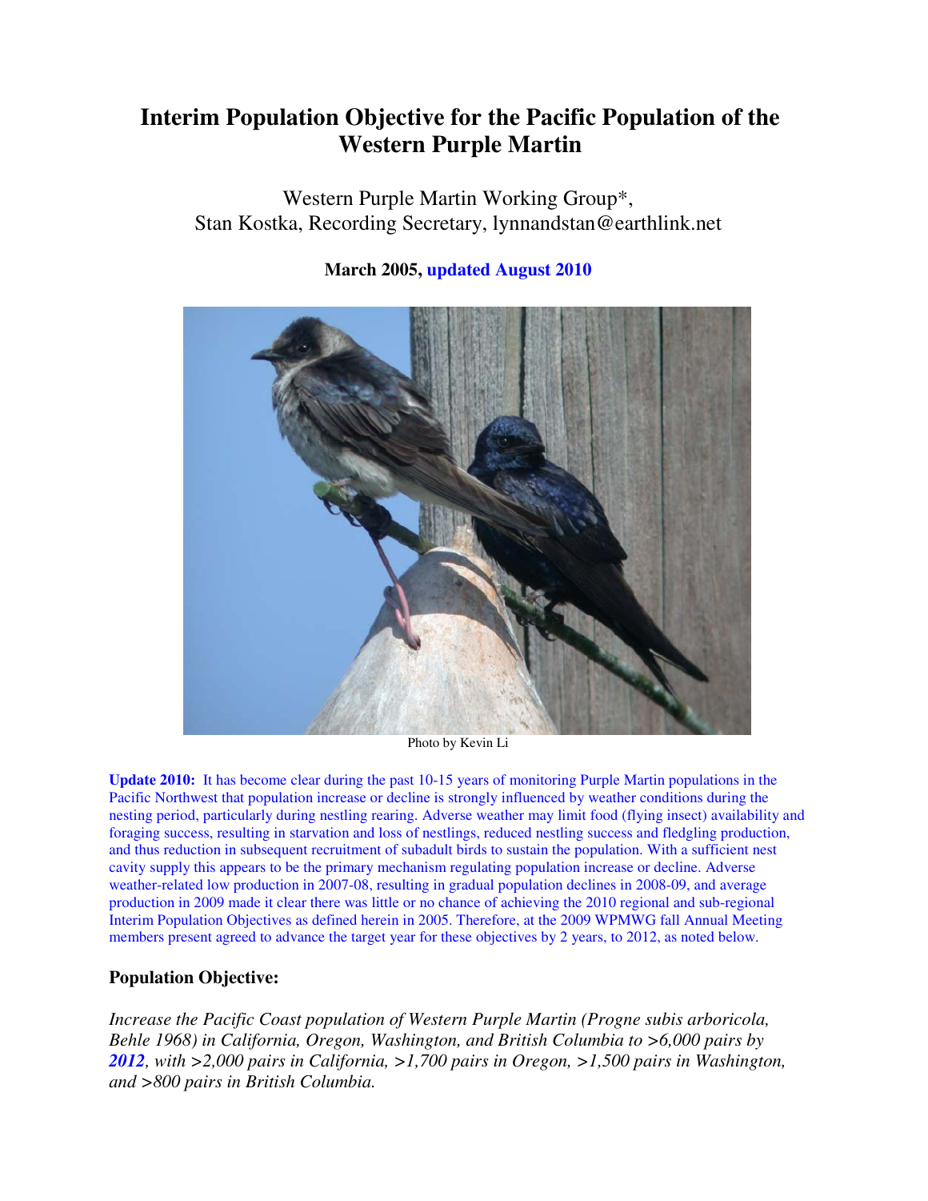# Interim Population Objective for the Pacific Population of the Western Purple Martin

Western Purple Martin Working Group*,
Stan Kostka, Recording Secretary, lynnandstan@earthlink.net

**March 2005, updated August 2010**

Photo by Kevin Li

**Update 2010:** It has become clear during the past 10-15 years of monitoring Purple Martin populations in the Pacific Northwest that population increase or decline is strongly influenced by weather conditions during the nesting period, particularly during nestling rearing. Adverse weather may limit food (flying insect) availability and foraging success, resulting in starvation and loss of nestlings, reduced nestling success and fledgling production, and thus reduction in subsequent recruitment of subadult birds to sustain the population. With a sufficient nest cavity supply this appears to be the primary mechanism regulating population increase or decline. Adverse weather-related low production in 2007-08, resulting in gradual population declines in 2008-09, and average production in 2009 made it clear there was little or no chance of achieving the 2010 regional and sub-regional Interim Population Objectives as defined herein in 2005. Therefore, at the 2009 WPMWG fall Annual Meeting members present agreed to advance the target year for these objectives by 2 years, to 2012, as noted below.

## Population Objective:

*Increase the Pacific Coast population of Western Purple Martin (Progne subis arboricola, Behle 1968) in California, Oregon, Washington, and British Columbia to >6,000 pairs by **2012**, with >2,000 pairs in California, >1,700 pairs in Oregon, >1,500 pairs in Washington, and >800 pairs in British Columbia.*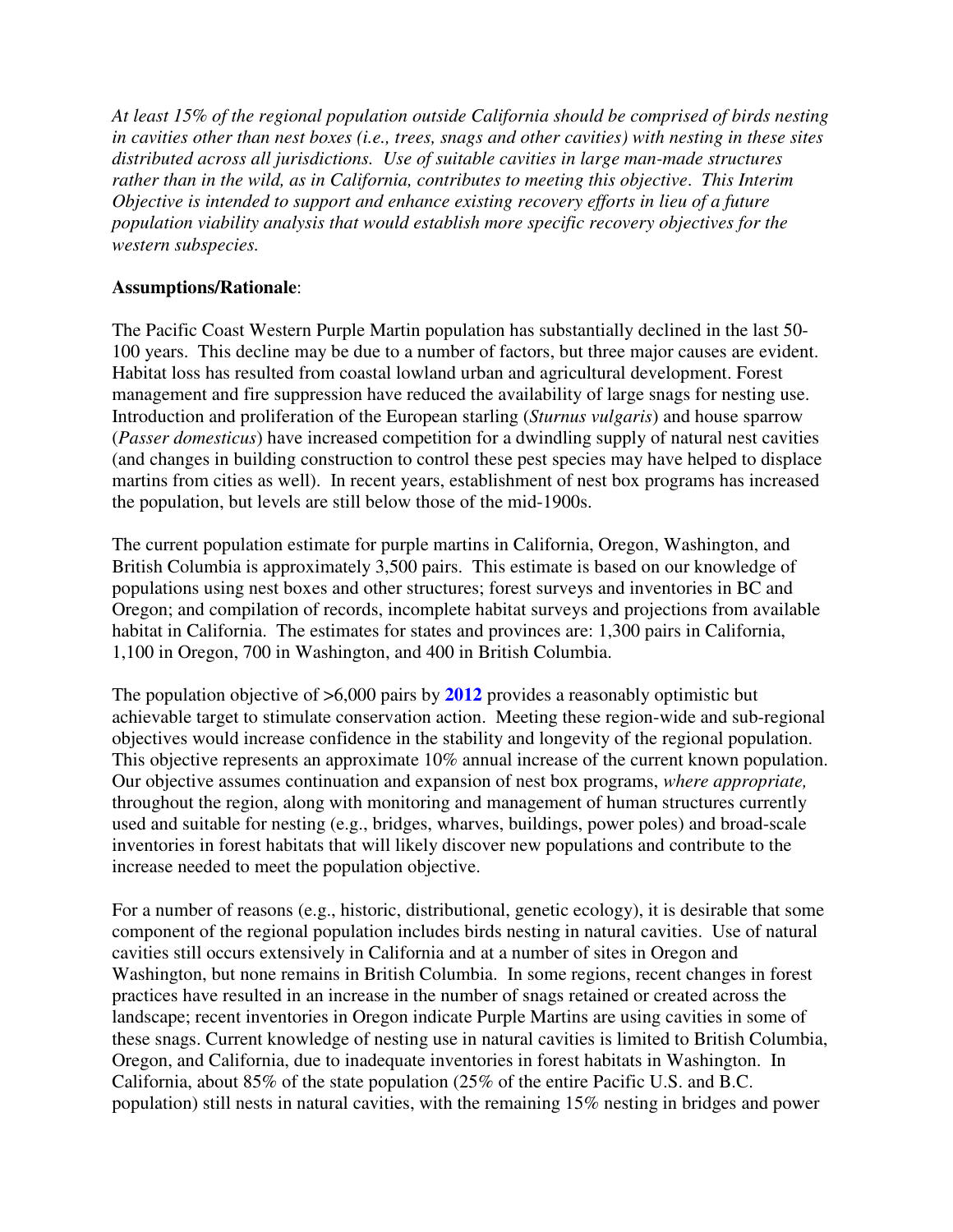*At least 15% of the regional population outside California should be comprised of birds nesting in cavities other than nest boxes (i.e., trees, snags and other cavities) with nesting in these sites distributed across all jurisdictions. Use of suitable cavities in large man-made structures rather than in the wild, as in California, contributes to meeting this objective. This Interim Objective is intended to support and enhance existing recovery efforts in lieu of a future population viability analysis that would establish more specific recovery objectives for the western subspecies.*

**Assumptions/Rationale**:

The Pacific Coast Western Purple Martin population has substantially declined in the last 50-100 years. This decline may be due to a number of factors, but three major causes are evident. Habitat loss has resulted from coastal lowland urban and agricultural development. Forest management and fire suppression have reduced the availability of large snags for nesting use. Introduction and proliferation of the European starling (*Sturnus vulgaris*) and house sparrow (*Passer domesticus*) have increased competition for a dwindling supply of natural nest cavities (and changes in building construction to control these pest species may have helped to displace martins from cities as well). In recent years, establishment of nest box programs has increased the population, but levels are still below those of the mid-1900s.

The current population estimate for purple martins in California, Oregon, Washington, and British Columbia is approximately 3,500 pairs. This estimate is based on our knowledge of populations using nest boxes and other structures; forest surveys and inventories in BC and Oregon; and compilation of records, incomplete habitat surveys and projections from available habitat in California. The estimates for states and provinces are: 1,300 pairs in California, 1,100 in Oregon, 700 in Washington, and 400 in British Columbia.

The population objective of >6,000 pairs by **2012** provides a reasonably optimistic but achievable target to stimulate conservation action. Meeting these region-wide and sub-regional objectives would increase confidence in the stability and longevity of the regional population. This objective represents an approximate 10% annual increase of the current known population. Our objective assumes continuation and expansion of nest box programs, *where appropriate,* throughout the region, along with monitoring and management of human structures currently used and suitable for nesting (e.g., bridges, wharves, buildings, power poles) and broad-scale inventories in forest habitats that will likely discover new populations and contribute to the increase needed to meet the population objective.

For a number of reasons (e.g., historic, distributional, genetic ecology), it is desirable that some component of the regional population includes birds nesting in natural cavities. Use of natural cavities still occurs extensively in California and at a number of sites in Oregon and Washington, but none remains in British Columbia. In some regions, recent changes in forest practices have resulted in an increase in the number of snags retained or created across the landscape; recent inventories in Oregon indicate Purple Martins are using cavities in some of these snags. Current knowledge of nesting use in natural cavities is limited to British Columbia, Oregon, and California, due to inadequate inventories in forest habitats in Washington. In California, about 85% of the state population (25% of the entire Pacific U.S. and B.C. population) still nests in natural cavities, with the remaining 15% nesting in bridges and power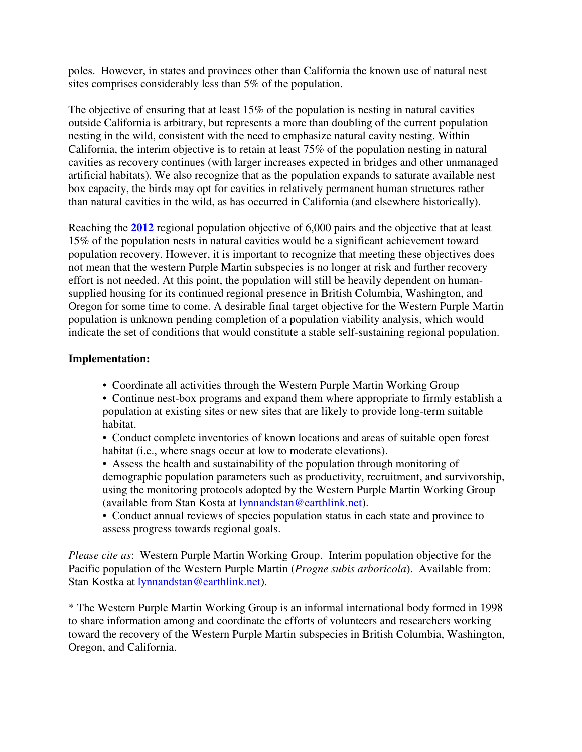poles. However, in states and provinces other than California the known use of natural nest sites comprises considerably less than 5% of the population.

The objective of ensuring that at least 15% of the population is nesting in natural cavities outside California is arbitrary, but represents a more than doubling of the current population nesting in the wild, consistent with the need to emphasize natural cavity nesting. Within California, the interim objective is to retain at least 75% of the population nesting in natural cavities as recovery continues (with larger increases expected in bridges and other unmanaged artificial habitats). We also recognize that as the population expands to saturate available nest box capacity, the birds may opt for cavities in relatively permanent human structures rather than natural cavities in the wild, as has occurred in California (and elsewhere historically).

Reaching the **2012** regional population objective of 6,000 pairs and the objective that at least 15% of the population nests in natural cavities would be a significant achievement toward population recovery. However, it is important to recognize that meeting these objectives does not mean that the western Purple Martin subspecies is no longer at risk and further recovery effort is not needed. At this point, the population will still be heavily dependent on human-supplied housing for its continued regional presence in British Columbia, Washington, and Oregon for some time to come. A desirable final target objective for the Western Purple Martin population is unknown pending completion of a population viability analysis, which would indicate the set of conditions that would constitute a stable self-sustaining regional population.

**Implementation:**

- Coordinate all activities through the Western Purple Martin Working Group
- Continue nest-box programs and expand them where appropriate to firmly establish a population at existing sites or new sites that are likely to provide long-term suitable habitat.
- Conduct complete inventories of known locations and areas of suitable open forest habitat (i.e., where snags occur at low to moderate elevations).
- Assess the health and sustainability of the population through monitoring of demographic population parameters such as productivity, recruitment, and survivorship, using the monitoring protocols adopted by the Western Purple Martin Working Group (available from Stan Kosta at lynnandstan@earthlink.net).
- Conduct annual reviews of species population status in each state and province to assess progress towards regional goals.

*Please cite as*: Western Purple Martin Working Group. Interim population objective for the Pacific population of the Western Purple Martin (*Progne subis arboricola*). Available from: Stan Kostka at lynnandstan@earthlink.net).

* The Western Purple Martin Working Group is an informal international body formed in 1998 to share information among and coordinate the efforts of volunteers and researchers working toward the recovery of the Western Purple Martin subspecies in British Columbia, Washington, Oregon, and California.